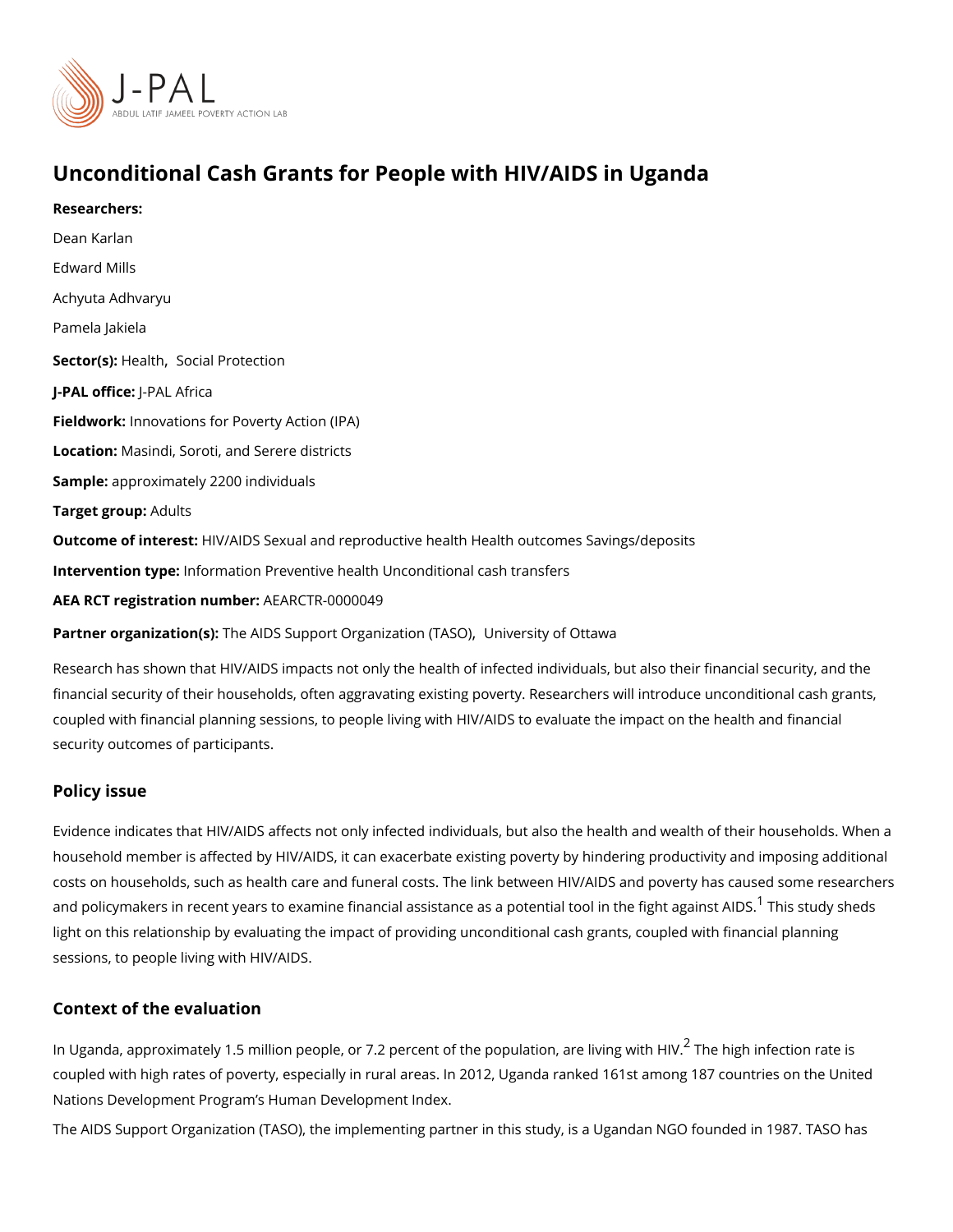# Unconditional Cash Grants for People with HIV/AIDS in Uganda

**Researchers:**

Dean Karlan

Edward Mills

Achyuta Adhvaryu

Pamela Jakiela

**Sector(s):** Health, Social Protection

**J-PAL office:** J-PAL Africa

**Fieldwork:** Innovations for Poverty Action (IPA)

**Location:** Masindi, Soroti, and Serere districts

**Sample:** approximately 2200 individuals

**Target group:** Adults

**Outcome of interest:** HIV/AIDS Sexual and reproductive health Health outcomes Savings/deposits

**Intervention type:** Information Preventive health Unconditional cash transfers

**AEA RCT registration number:** AEARCTR-0000049

**Partner organization(s):** The AIDS Support Organization (TASO), University of Ottawa

Research has shown that HIV/AIDS impacts not only the health of infected individuals, but also their financial security, and the financial security of their households, often aggravating existing poverty. Researchers will introduce unconditional cash grants, coupled with financial planning sessions, to people living with HIV/AIDS to evaluate the impact on the health and financial security outcomes of participants.

## Policy issue

Evidence indicates that HIV/AIDS affects not only infected individuals, but also the health and wealth of their households. When a household member is affected by HIV/AIDS, it can exacerbate existing poverty by hindering productivity and imposing additional costs on households, such as health care and funeral costs. The link between HIV/AIDS and poverty has caused some researchers and policymakers in recent years to examine financial assistance as a potential tool in the fight against AIDS.[1] This study sheds light on this relationship by evaluating the impact of providing unconditional cash grants, coupled with financial planning sessions, to people living with HIV/AIDS.

## Context of the evaluation

In Uganda, approximately 1.5 million people, or 7.2 percent of the population, are living with HIV.[2] The high infection rate is coupled with high rates of poverty, especially in rural areas. In 2012, Uganda ranked 161st among 187 countries on the United Nations Development Program's Human Development Index.

The AIDS Support Organization (TASO), the implementing partner in this study, is a Ugandan NGO founded in 1987. TASO has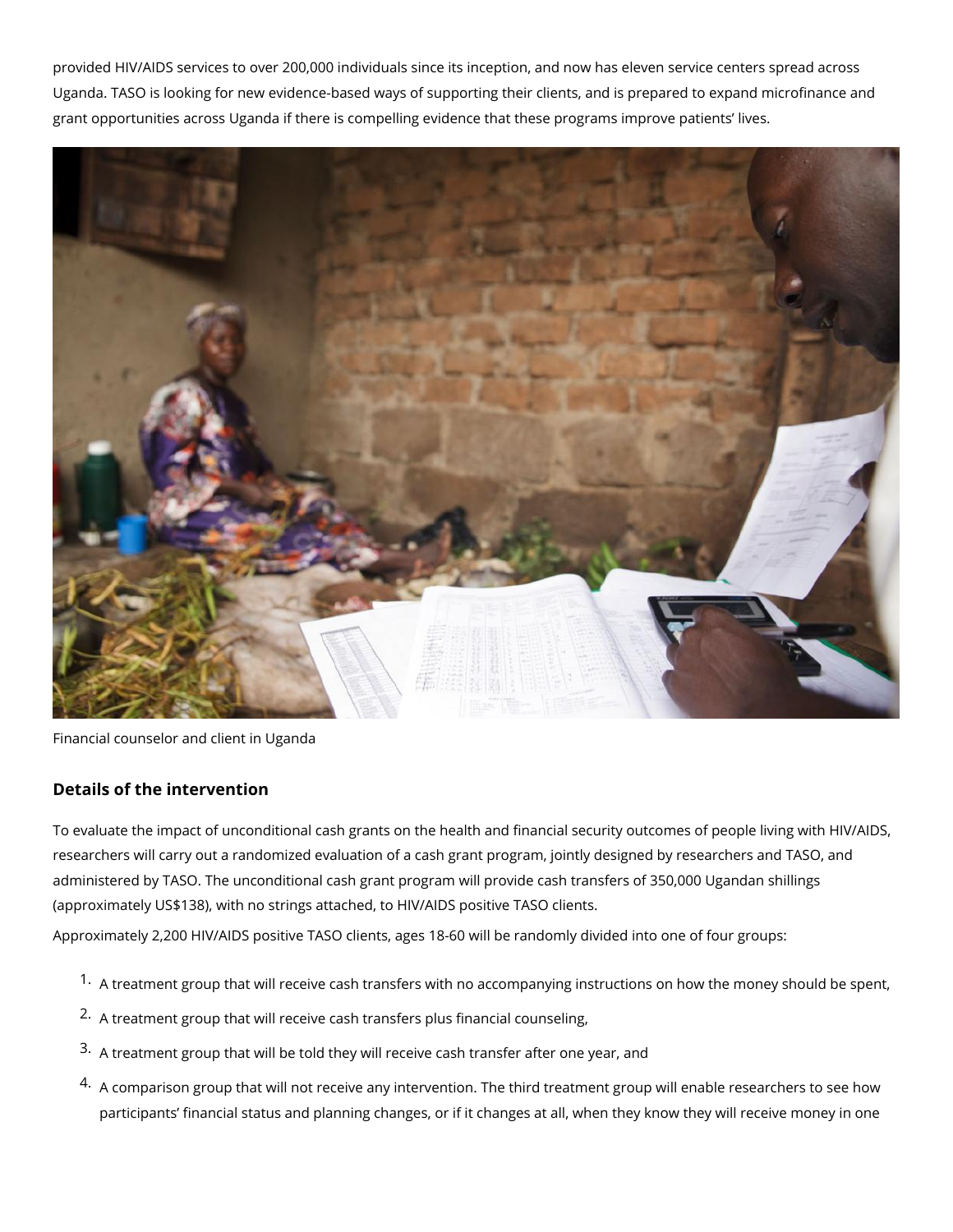provided HIV/AIDS services to over 200,000 individuals since its inception, and now has eleven service centers spread across Uganda. TASO is looking for new evidence-based ways of supporting their clients, and is prepared to expand microfinance and grant opportunities across Uganda if there is compelling evidence that these programs improve patients' lives.

Financial counselor and client in Uganda

### Details of the intervention

To evaluate the impact of unconditional cash grants on the health and financial security outcomes of people living with HIV/AIDS, researchers will carry out a randomized evaluation of a cash grant program, jointly designed by researchers and TASO, and administered by TASO. The unconditional cash grant program will provide cash transfers of 350,000 Ugandan shillings (approximately US$138), with no strings attached, to HIV/AIDS positive TASO clients.

Approximately 2,200 HIV/AIDS positive TASO clients, ages 18-60 will be randomly divided into one of four groups:

1. A treatment group that will receive cash transfers with no accompanying instructions on how the money should be spent,
2. A treatment group that will receive cash transfers plus financial counseling,
3. A treatment group that will be told they will receive cash transfer after one year, and
4. A comparison group that will not receive any intervention. The third treatment group will enable researchers to see how participants' financial status and planning changes, or if it changes at all, when they know they will receive money in one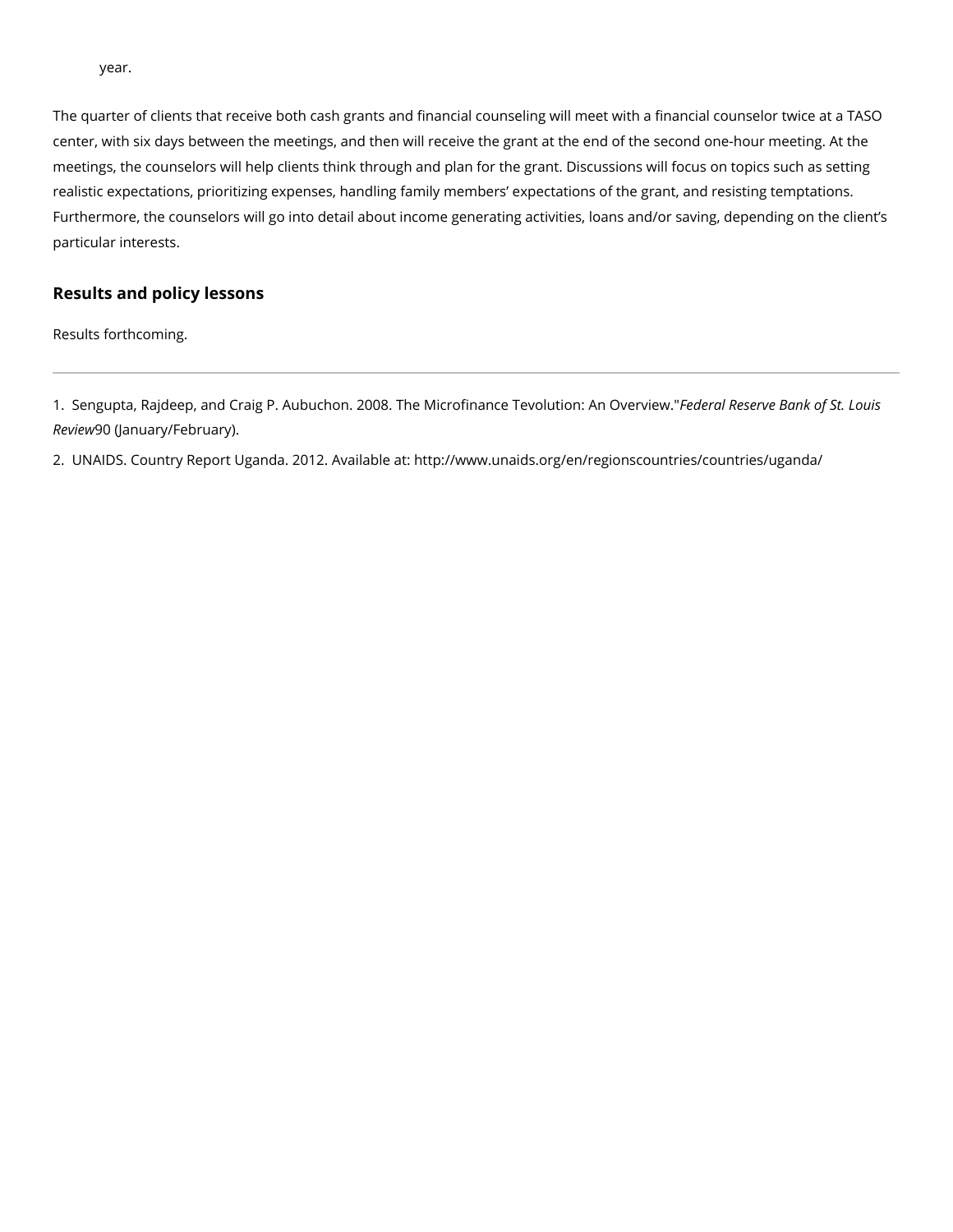year.

The quarter of clients that receive both cash grants and financial counseling will meet with a financial counselor twice at a TASO center, with six days between the meetings, and then will receive the grant at the end of the second one-hour meeting. At the meetings, the counselors will help clients think through and plan for the grant. Discussions will focus on topics such as setting realistic expectations, prioritizing expenses, handling family members' expectations of the grant, and resisting temptations. Furthermore, the counselors will go into detail about income generating activities, loans and/or saving, depending on the client's particular interests.

## Results and policy lessons

Results forthcoming.

---

1. Sengupta, Rajdeep, and Craig P. Aubuchon. 2008. The Microfinance Tevolution: An Overview."*Federal Reserve Bank of St. Louis Review*90 (January/February).
2. UNAIDS. Country Report Uganda. 2012. Available at: http://www.unaids.org/en/regionscountries/countries/uganda/